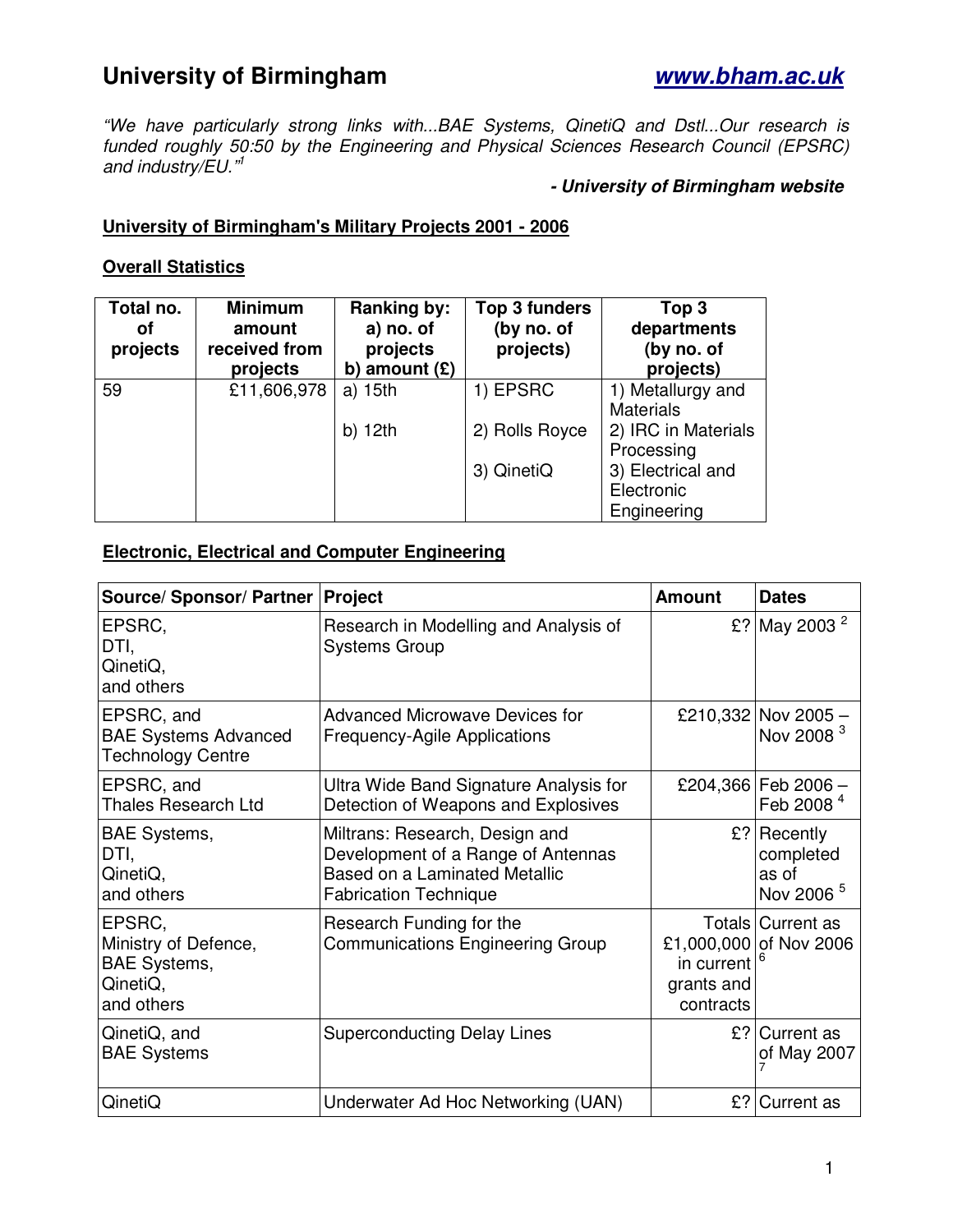# University of Birmingham

**www.bham.ac.uk**

*"We have particularly strong links with...BAE Systems, QinetiQ and Dstl...Our research is funded roughly 50:50 by the Engineering and Physical Sciences Research Council (EPSRC) and industry/EU."*[1]

***- University of Birmingham website***

## University of Birmingham's Military Projects 2001 - 2006

### Overall Statistics

| Total no. of projects | Minimum amount received from projects | Ranking by: a) no. of projects b) amount (£) | Top 3 funders (by no. of projects) | Top 3 departments (by no. of projects) |
|---|---|---|---|---|
| 59 | £11,606,978 | a) 15th<br>b) 12th | 1) EPSRC<br>2) Rolls Royce<br>3) QinetiQ | 1) Metallurgy and Materials<br>2) IRC in Materials Processing<br>3) Electrical and Electronic Engineering |

### Electronic, Electrical and Computer Engineering

| Source/ Sponsor/ Partner | Project | Amount | Dates |
|---|---|---|---|
| EPSRC,<br>DTI,<br>QinetiQ,<br>and others | Research in Modelling and Analysis of Systems Group | £? | May 2003 [2] |
| EPSRC, and<br>BAE Systems Advanced Technology Centre | Advanced Microwave Devices for Frequency-Agile Applications | £210,332 | Nov 2005 – Nov 2008 [3] |
| EPSRC, and<br>Thales Research Ltd | Ultra Wide Band Signature Analysis for Detection of Weapons and Explosives | £204,366 | Feb 2006 – Feb 2008 [4] |
| BAE Systems,<br>DTI,<br>QinetiQ,<br>and others | Miltrans: Research, Design and Development of a Range of Antennas Based on a Laminated Metallic Fabrication Technique | £? | Recently completed as of Nov 2006 [5] |
| EPSRC,<br>Ministry of Defence,<br>BAE Systems,<br>QinetiQ,<br>and others | Research Funding for the Communications Engineering Group | Totals £1,000,000 in current grants and contracts | Current as of Nov 2006 [6] |
| QinetiQ, and<br>BAE Systems | Superconducting Delay Lines | £? | Current as of May 2007 [7] |
| QinetiQ | Underwater Ad Hoc Networking (UAN) | £? | Current as |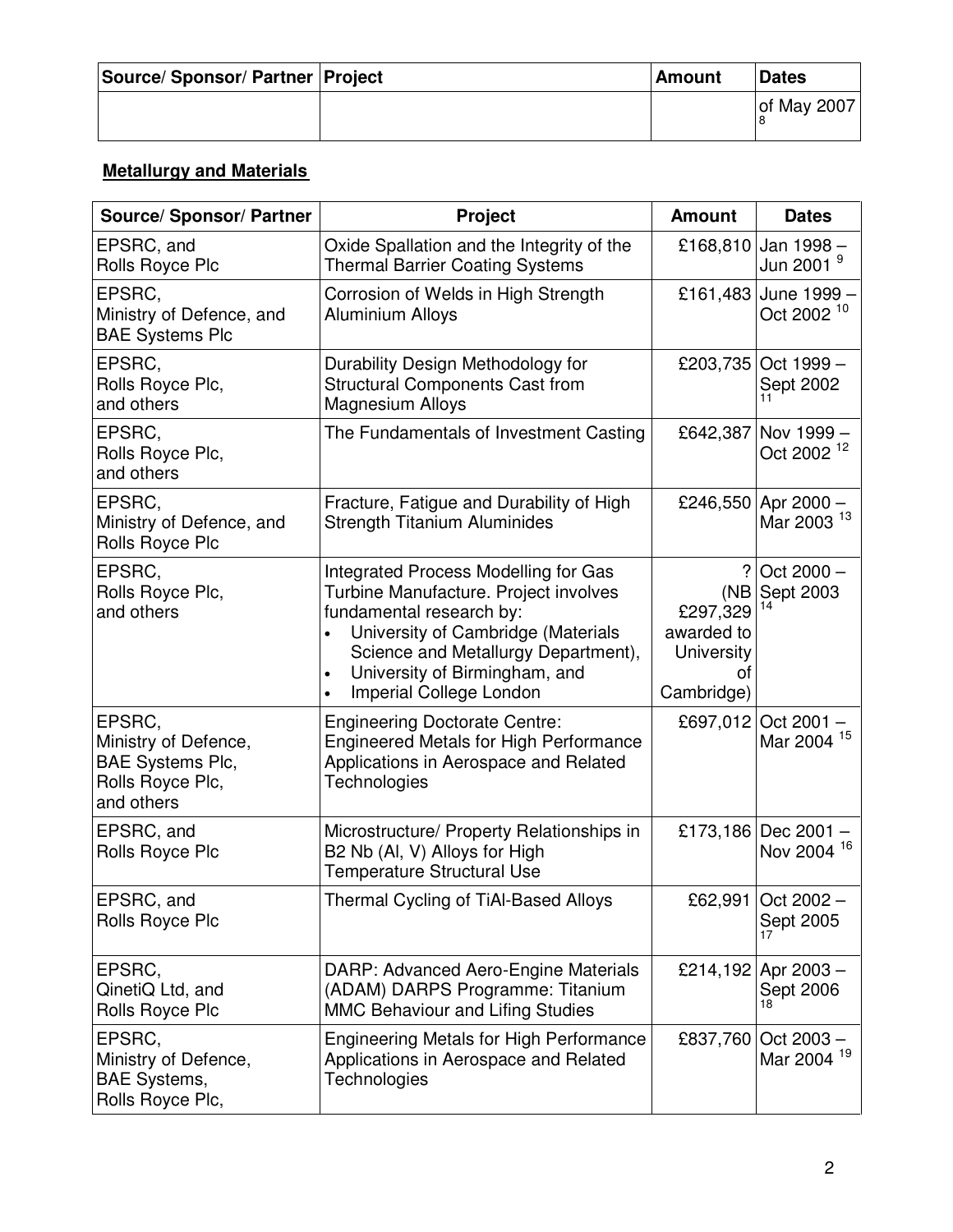| Source/ Sponsor/ Partner | Project | Amount | Dates |
|---|---|---|---|
| | | | of May 2007 [8] |

**Metallurgy and Materials**

| Source/ Sponsor/ Partner | Project | Amount | Dates |
|---|---|---|---|
| EPSRC, and Rolls Royce Plc | Oxide Spallation and the Integrity of the Thermal Barrier Coating Systems | £168,810 | Jan 1998 – Jun 2001 [9] |
| EPSRC, Ministry of Defence, and BAE Systems Plc | Corrosion of Welds in High Strength Aluminium Alloys | £161,483 | June 1999 – Oct 2002 [10] |
| EPSRC, Rolls Royce Plc, and others | Durability Design Methodology for Structural Components Cast from Magnesium Alloys | £203,735 | Oct 1999 – Sept 2002 [11] |
| EPSRC, Rolls Royce Plc, and others | The Fundamentals of Investment Casting | £642,387 | Nov 1999 – Oct 2002 [12] |
| EPSRC, Ministry of Defence, and Rolls Royce Plc | Fracture, Fatigue and Durability of High Strength Titanium Aluminides | £246,550 | Apr 2000 – Mar 2003 [13] |
| EPSRC, Rolls Royce Plc, and others | Integrated Process Modelling for Gas Turbine Manufacture. Project involves fundamental research by: <br>• University of Cambridge (Materials Science and Metallurgy Department), <br>• University of Birmingham, and <br>• Imperial College London | ? (NB £297,329 awarded to University of Cambridge) | Oct 2000 – Sept 2003 [14] |
| EPSRC, Ministry of Defence, BAE Systems Plc, Rolls Royce Plc, and others | Engineering Doctorate Centre: Engineered Metals for High Performance Applications in Aerospace and Related Technologies | £697,012 | Oct 2001 – Mar 2004 [15] |
| EPSRC, and Rolls Royce Plc | Microstructure/ Property Relationships in B2 Nb (Al, V) Alloys for High Temperature Structural Use | £173,186 | Dec 2001 – Nov 2004 [16] |
| EPSRC, and Rolls Royce Plc | Thermal Cycling of TiAl-Based Alloys | £62,991 | Oct 2002 – Sept 2005 [17] |
| EPSRC, QinetiQ Ltd, and Rolls Royce Plc | DARP: Advanced Aero-Engine Materials (ADAM) DARPS Programme: Titanium MMC Behaviour and Lifing Studies | £214,192 | Apr 2003 – Sept 2006 [18] |
| EPSRC, Ministry of Defence, BAE Systems, Rolls Royce Plc, | Engineering Metals for High Performance Applications in Aerospace and Related Technologies | £837,760 | Oct 2003 – Mar 2004 [19] |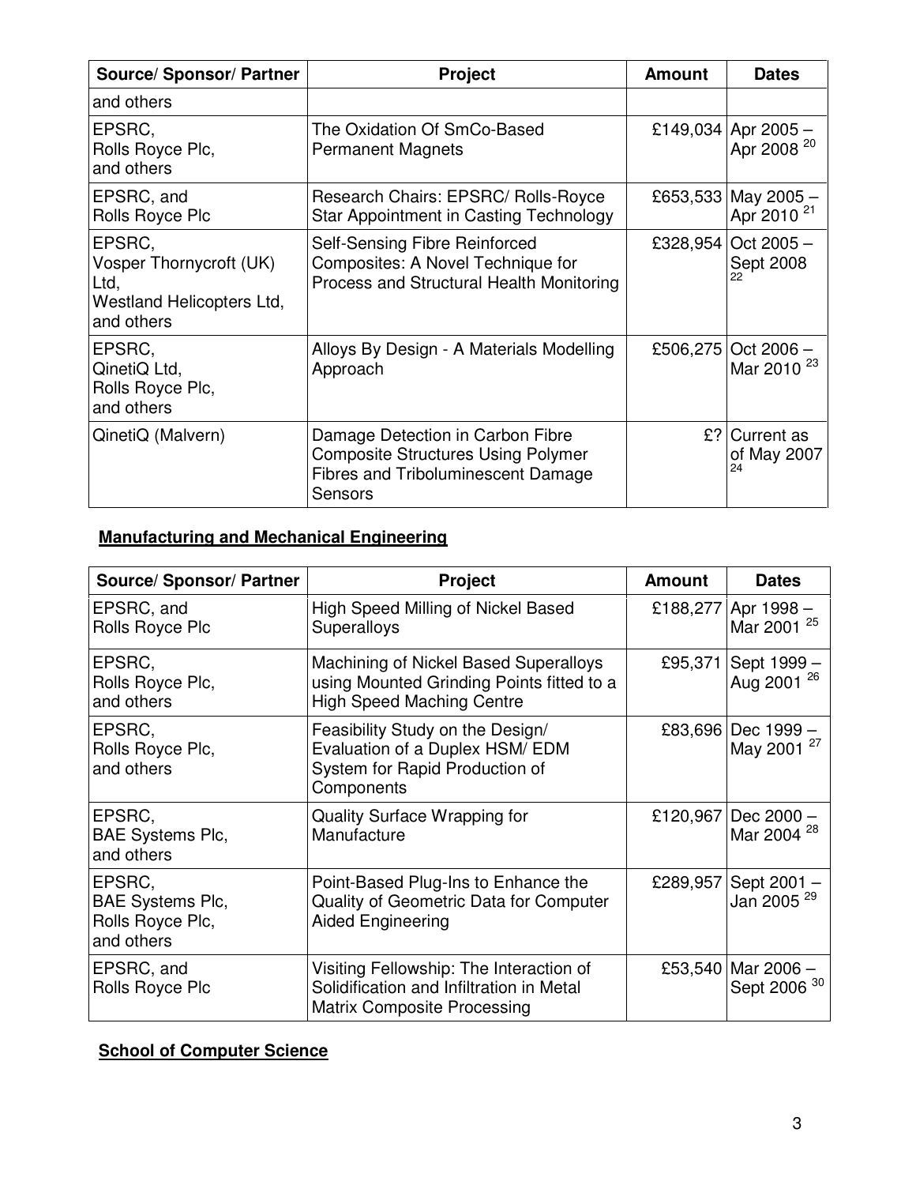| Source/ Sponsor/ Partner | Project | Amount | Dates |
|---|---|---|---|
| and others | | | |
| EPSRC, Rolls Royce Plc, and others | The Oxidation Of SmCo-Based Permanent Magnets | £149,034 | Apr 2005 – Apr 2008 [20] |
| EPSRC, and Rolls Royce Plc | Research Chairs: EPSRC/ Rolls-Royce Star Appointment in Casting Technology | £653,533 | May 2005 – Apr 2010 [21] |
| EPSRC, Vosper Thornycroft (UK) Ltd, Westland Helicopters Ltd, and others | Self-Sensing Fibre Reinforced Composites: A Novel Technique for Process and Structural Health Monitoring | £328,954 | Oct 2005 – Sept 2008 [22] |
| EPSRC, QinetiQ Ltd, Rolls Royce Plc, and others | Alloys By Design - A Materials Modelling Approach | £506,275 | Oct 2006 – Mar 2010 [23] |
| QinetiQ (Malvern) | Damage Detection in Carbon Fibre Composite Structures Using Polymer Fibres and Triboluminescent Damage Sensors | £? | Current as of May 2007 [24] |

**Manufacturing and Mechanical Engineering**

| Source/ Sponsor/ Partner | Project | Amount | Dates |
|---|---|---|---|
| EPSRC, and Rolls Royce Plc | High Speed Milling of Nickel Based Superalloys | £188,277 | Apr 1998 – Mar 2001 [25] |
| EPSRC, Rolls Royce Plc, and others | Machining of Nickel Based Superalloys using Mounted Grinding Points fitted to a High Speed Maching Centre | £95,371 | Sept 1999 – Aug 2001 [26] |
| EPSRC, Rolls Royce Plc, and others | Feasibility Study on the Design/ Evaluation of a Duplex HSM/ EDM System for Rapid Production of Components | £83,696 | Dec 1999 – May 2001 [27] |
| EPSRC, BAE Systems Plc, and others | Quality Surface Wrapping for Manufacture | £120,967 | Dec 2000 – Mar 2004 [28] |
| EPSRC, BAE Systems Plc, Rolls Royce Plc, and others | Point-Based Plug-Ins to Enhance the Quality of Geometric Data for Computer Aided Engineering | £289,957 | Sept 2001 – Jan 2005 [29] |
| EPSRC, and Rolls Royce Plc | Visiting Fellowship: The Interaction of Solidification and Infiltration in Metal Matrix Composite Processing | £53,540 | Mar 2006 – Sept 2006 [30] |

**School of Computer Science**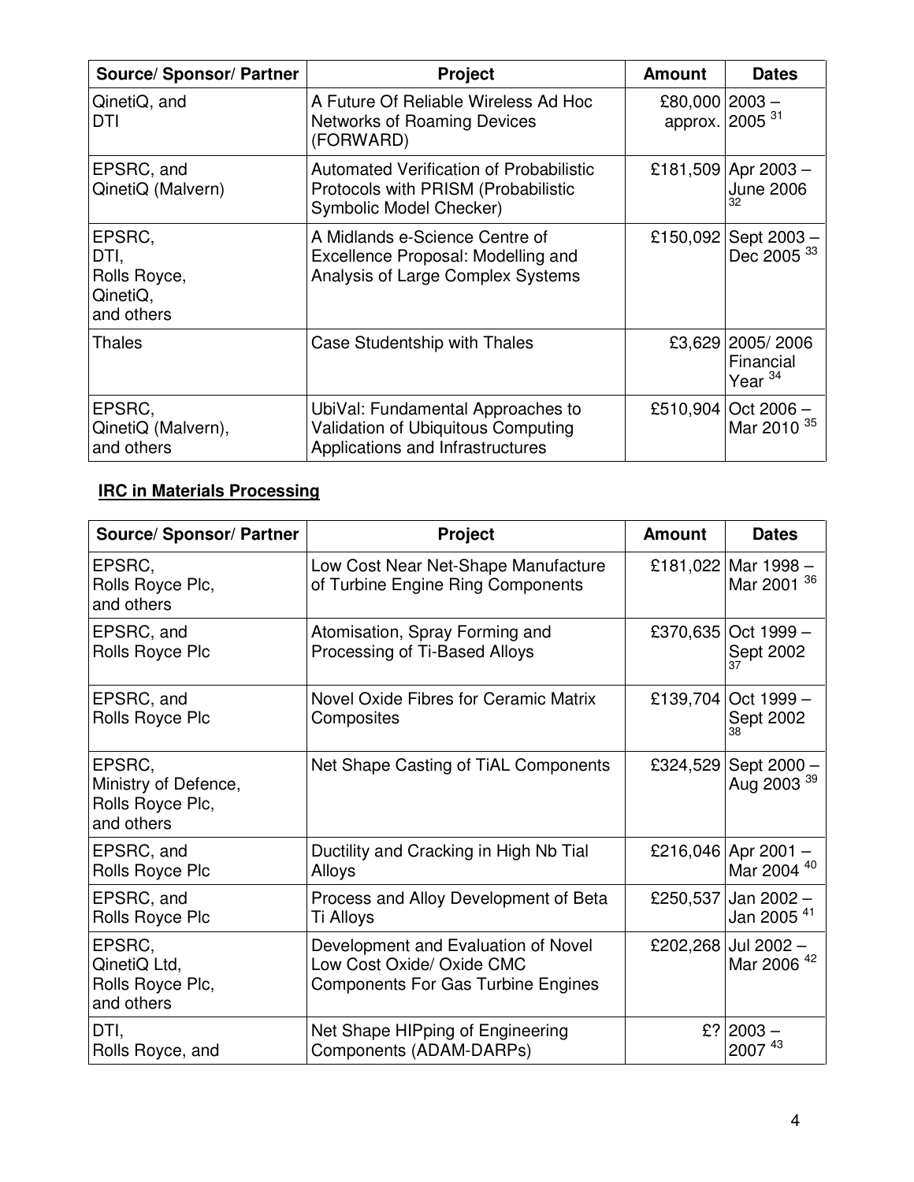| Source/ Sponsor/ Partner | Project | Amount | Dates |
|---|---|---|---|
| QinetiQ, and DTI | A Future Of Reliable Wireless Ad Hoc Networks of Roaming Devices (FORWARD) | £80,000 approx. | 2003 – 2005 [31] |
| EPSRC, and QinetiQ (Malvern) | Automated Verification of Probabilistic Protocols with PRISM (Probabilistic Symbolic Model Checker) | £181,509 | Apr 2003 – June 2006 [32] |
| EPSRC, DTI, Rolls Royce, QinetiQ, and others | A Midlands e-Science Centre of Excellence Proposal: Modelling and Analysis of Large Complex Systems | £150,092 | Sept 2003 – Dec 2005 [33] |
| Thales | Case Studentship with Thales | £3,629 | 2005/ 2006 Financial Year [34] |
| EPSRC, QinetiQ (Malvern), and others | UbiVal: Fundamental Approaches to Validation of Ubiquitous Computing Applications and Infrastructures | £510,904 | Oct 2006 – Mar 2010 [35] |

**IRC in Materials Processing**

| Source/ Sponsor/ Partner | Project | Amount | Dates |
|---|---|---|---|
| EPSRC, Rolls Royce Plc, and others | Low Cost Near Net-Shape Manufacture of Turbine Engine Ring Components | £181,022 | Mar 1998 – Mar 2001 [36] |
| EPSRC, and Rolls Royce Plc | Atomisation, Spray Forming and Processing of Ti-Based Alloys | £370,635 | Oct 1999 – Sept 2002 [37] |
| EPSRC, and Rolls Royce Plc | Novel Oxide Fibres for Ceramic Matrix Composites | £139,704 | Oct 1999 – Sept 2002 [38] |
| EPSRC, Ministry of Defence, Rolls Royce Plc, and others | Net Shape Casting of TiAL Components | £324,529 | Sept 2000 – Aug 2003 [39] |
| EPSRC, and Rolls Royce Plc | Ductility and Cracking in High Nb Tial Alloys | £216,046 | Apr 2001 – Mar 2004 [40] |
| EPSRC, and Rolls Royce Plc | Process and Alloy Development of Beta Ti Alloys | £250,537 | Jan 2002 – Jan 2005 [41] |
| EPSRC, QinetiQ Ltd, Rolls Royce Plc, and others | Development and Evaluation of Novel Low Cost Oxide/ Oxide CMC Components For Gas Turbine Engines | £202,268 | Jul 2002 – Mar 2006 [42] |
| DTI, Rolls Royce, and | Net Shape HIPping of Engineering Components (ADAM-DARPs) | £? | 2003 – 2007 [43] |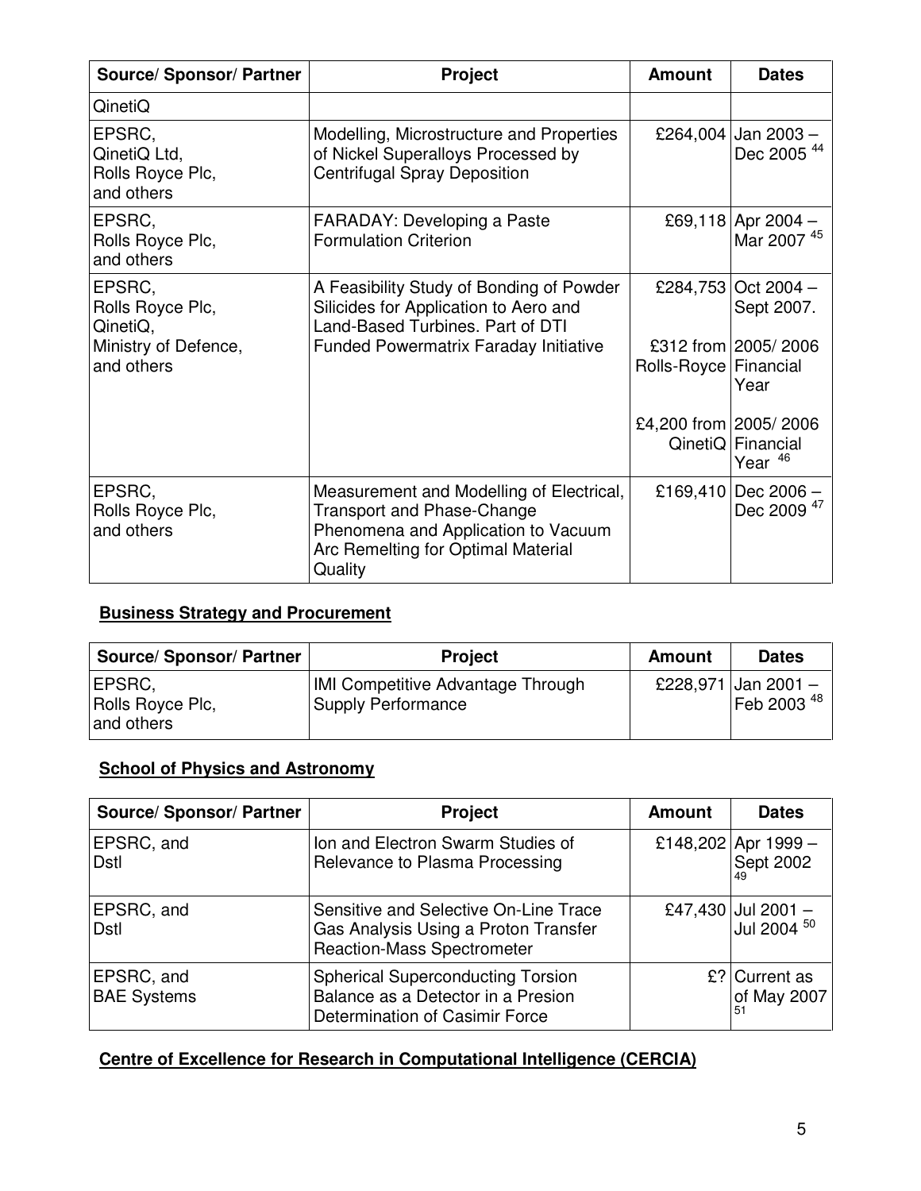| Source/ Sponsor/ Partner | Project | Amount | Dates |
|---|---|---|---|
| QinetiQ | | | |
| EPSRC, QinetiQ Ltd, Rolls Royce Plc, and others | Modelling, Microstructure and Properties of Nickel Superalloys Processed by Centrifugal Spray Deposition | £264,004 | Jan 2003 – Dec 2005 [44] |
| EPSRC, Rolls Royce Plc, and others | FARADAY: Developing a Paste Formulation Criterion | £69,118 | Apr 2004 – Mar 2007 [45] |
| EPSRC, Rolls Royce Plc, QinetiQ, Ministry of Defence, and others | A Feasibility Study of Bonding of Powder Silicides for Application to Aero and Land-Based Turbines. Part of DTI Funded Powermatrix Faraday Initiative | £284,753<br><br>£312 from Rolls-Royce<br><br>£4,200 from QinetiQ | Oct 2004 – Sept 2007.<br><br>2005/ 2006 Financial Year<br><br>2005/ 2006 Financial Year [46] |
| EPSRC, Rolls Royce Plc, and others | Measurement and Modelling of Electrical, Transport and Phase-Change Phenomena and Application to Vacuum Arc Remelting for Optimal Material Quality | £169,410 | Dec 2006 – Dec 2009 [47] |

**Business Strategy and Procurement**

| Source/ Sponsor/ Partner | Project | Amount | Dates |
|---|---|---|---|
| EPSRC, Rolls Royce Plc, and others | IMI Competitive Advantage Through Supply Performance | £228,971 | Jan 2001 – Feb 2003 [48] |

**School of Physics and Astronomy**

| Source/ Sponsor/ Partner | Project | Amount | Dates |
|---|---|---|---|
| EPSRC, and Dstl | Ion and Electron Swarm Studies of Relevance to Plasma Processing | £148,202 | Apr 1999 – Sept 2002 [49] |
| EPSRC, and Dstl | Sensitive and Selective On-Line Trace Gas Analysis Using a Proton Transfer Reaction-Mass Spectrometer | £47,430 | Jul 2001 – Jul 2004 [50] |
| EPSRC, and BAE Systems | Spherical Superconducting Torsion Balance as a Detector in a Presion Determination of Casimir Force | £? | Current as of May 2007 [51] |

**Centre of Excellence for Research in Computational Intelligence (CERCIA)**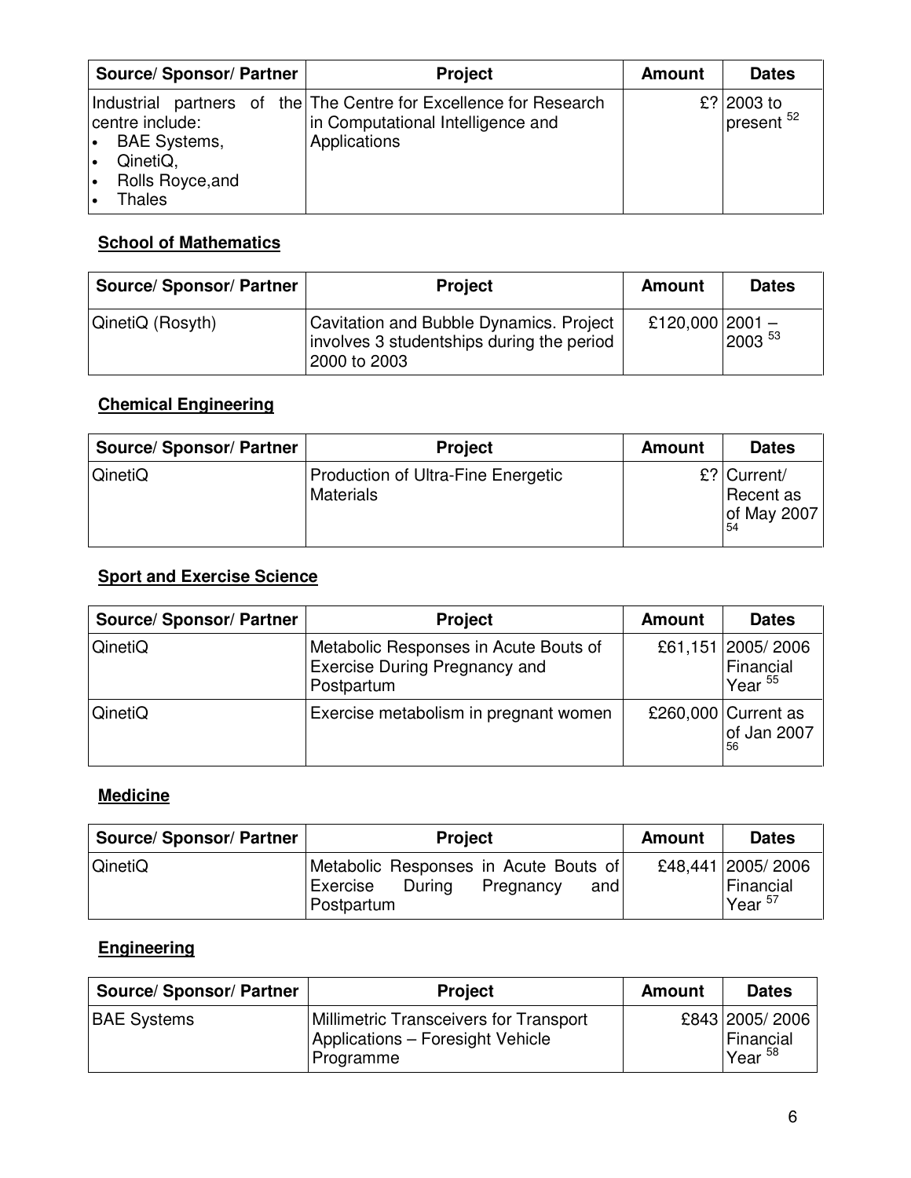| Source/ Sponsor/ Partner | Project | Amount | Dates |
|---|---|---|---|
| Industrial partners of the centre include:<br>• BAE Systems,<br>• QinetiQ,<br>• Rolls Royce,and<br>• Thales | The Centre for Excellence for Research in Computational Intelligence and Applications | £? | 2003 to present [52] |

### School of Mathematics

| Source/ Sponsor/ Partner | Project | Amount | Dates |
|---|---|---|---|
| QinetiQ (Rosyth) | Cavitation and Bubble Dynamics. Project involves 3 studentships during the period 2000 to 2003 | £120,000 | 2001 – 2003 [53] |

### Chemical Engineering

| Source/ Sponsor/ Partner | Project | Amount | Dates |
|---|---|---|---|
| QinetiQ | Production of Ultra-Fine Energetic Materials | £? | Current/ Recent as of May 2007 [54] |

### Sport and Exercise Science

| Source/ Sponsor/ Partner | Project | Amount | Dates |
|---|---|---|---|
| QinetiQ | Metabolic Responses in Acute Bouts of Exercise During Pregnancy and Postpartum | £61,151 | 2005/ 2006 Financial Year [55] |
| QinetiQ | Exercise metabolism in pregnant women | £260,000 | Current as of Jan 2007 [56] |

### Medicine

| Source/ Sponsor/ Partner | Project | Amount | Dates |
|---|---|---|---|
| QinetiQ | Metabolic Responses in Acute Bouts of Exercise During Pregnancy and Postpartum | £48,441 | 2005/ 2006 Financial Year [57] |

### Engineering

| Source/ Sponsor/ Partner | Project | Amount | Dates |
|---|---|---|---|
| BAE Systems | Millimetric Transceivers for Transport Applications – Foresight Vehicle Programme | £843 | 2005/ 2006 Financial Year [58] |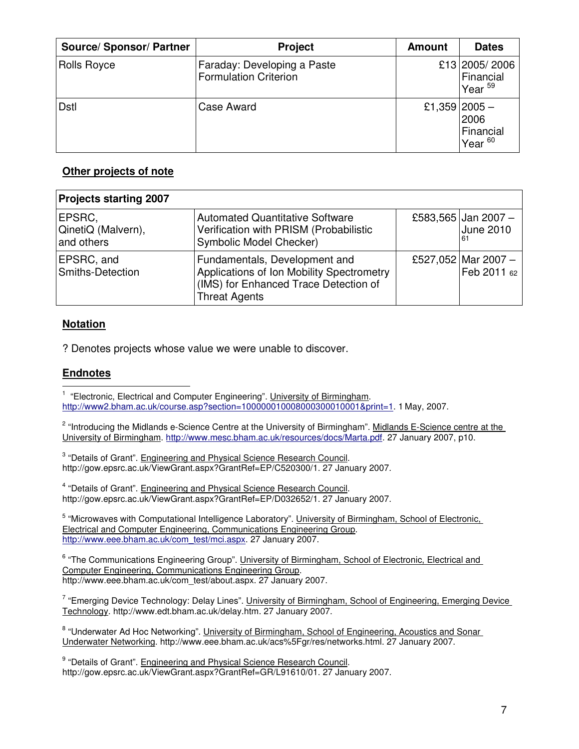| Source/ Sponsor/ Partner | Project | Amount | Dates |
|---|---|---|---|
| Rolls Royce | Faraday: Developing a Paste Formulation Criterion | £13 | 2005/ 2006 Financial Year [59] |
| Dstl | Case Award | £1,359 | 2005 – 2006 Financial Year [60] |

**Other projects of note**

| Projects starting 2007 | | | |
|---|---|---|---|
| EPSRC, QinetiQ (Malvern), and others | Automated Quantitative Software Verification with PRISM (Probabilistic Symbolic Model Checker) | £583,565 | Jan 2007 – June 2010 [61] |
| EPSRC, and Smiths-Detection | Fundamentals, Development and Applications of Ion Mobility Spectrometry (IMS) for Enhanced Trace Detection of Threat Agents | £527,052 | Mar 2007 – Feb 2011 [62] |

**Notation**

? Denotes projects whose value we were unable to discover.

**Endnotes**

[1] "Electronic, Electrical and Computer Engineering". University of Birmingham. http://www2.bham.ac.uk/course.asp?section=100000010008000300010001&print=1. 1 May, 2007.

[2] "Introducing the Midlands e-Science Centre at the University of Birmingham". Midlands E-Science centre at the University of Birmingham. http://www.mesc.bham.ac.uk/resources/docs/Marta.pdf. 27 January 2007, p10.

[3] "Details of Grant". Engineering and Physical Science Research Council. http://gow.epsrc.ac.uk/ViewGrant.aspx?GrantRef=EP/C520300/1. 27 January 2007.

[4] "Details of Grant". Engineering and Physical Science Research Council. http://gow.epsrc.ac.uk/ViewGrant.aspx?GrantRef=EP/D032652/1. 27 January 2007.

[5] "Microwaves with Computational Intelligence Laboratory". University of Birmingham, School of Electronic, Electrical and Computer Engineering, Communications Engineering Group. http://www.eee.bham.ac.uk/com_test/mci.aspx. 27 January 2007.

[6] "The Communications Engineering Group". University of Birmingham, School of Electronic, Electrical and Computer Engineering, Communications Engineering Group. http://www.eee.bham.ac.uk/com_test/about.aspx. 27 January 2007.

[7] "Emerging Device Technology: Delay Lines". University of Birmingham, School of Engineering, Emerging Device Technology. http://www.edt.bham.ac.uk/delay.htm. 27 January 2007.

[8] "Underwater Ad Hoc Networking". University of Birmingham, School of Engineering, Acoustics and Sonar Underwater Networking. http://www.eee.bham.ac.uk/acs%5Fgr/res/networks.html. 27 January 2007.

[9] "Details of Grant". Engineering and Physical Science Research Council. http://gow.epsrc.ac.uk/ViewGrant.aspx?GrantRef=GR/L91610/01. 27 January 2007.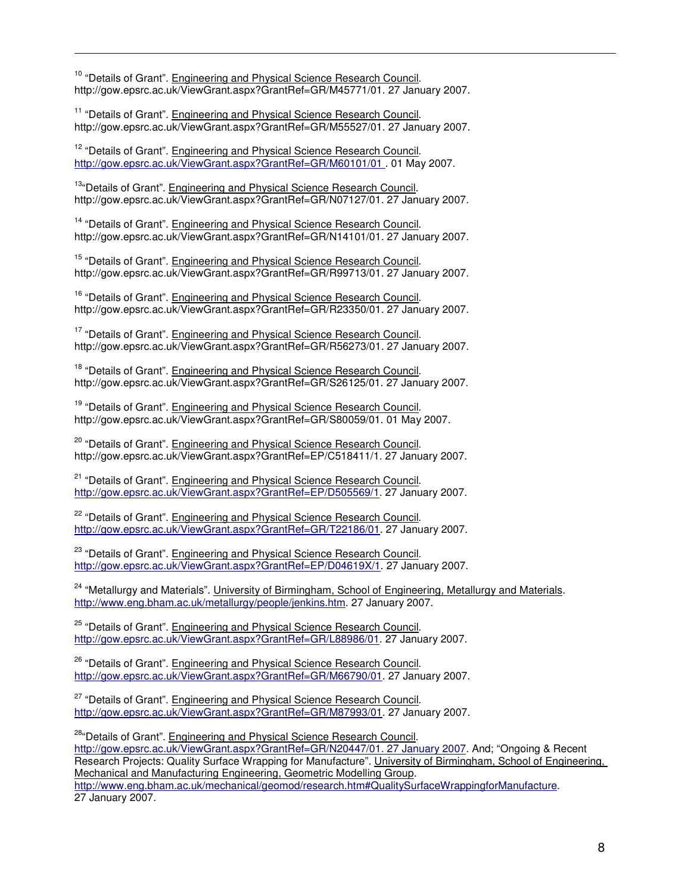[10] "Details of Grant". Engineering and Physical Science Research Council. http://gow.epsrc.ac.uk/ViewGrant.aspx?GrantRef=GR/M45771/01. 27 January 2007.

[11] "Details of Grant". Engineering and Physical Science Research Council. http://gow.epsrc.ac.uk/ViewGrant.aspx?GrantRef=GR/M55527/01. 27 January 2007.

[12] "Details of Grant". Engineering and Physical Science Research Council. http://gow.epsrc.ac.uk/ViewGrant.aspx?GrantRef=GR/M60101/01 . 01 May 2007.

[13] "Details of Grant". Engineering and Physical Science Research Council. http://gow.epsrc.ac.uk/ViewGrant.aspx?GrantRef=GR/N07127/01. 27 January 2007.

[14] "Details of Grant". Engineering and Physical Science Research Council. http://gow.epsrc.ac.uk/ViewGrant.aspx?GrantRef=GR/N14101/01. 27 January 2007.

[15] "Details of Grant". Engineering and Physical Science Research Council. http://gow.epsrc.ac.uk/ViewGrant.aspx?GrantRef=GR/R99713/01. 27 January 2007.

[16] "Details of Grant". Engineering and Physical Science Research Council. http://gow.epsrc.ac.uk/ViewGrant.aspx?GrantRef=GR/R23350/01. 27 January 2007.

[17] "Details of Grant". Engineering and Physical Science Research Council. http://gow.epsrc.ac.uk/ViewGrant.aspx?GrantRef=GR/R56273/01. 27 January 2007.

[18] "Details of Grant". Engineering and Physical Science Research Council. http://gow.epsrc.ac.uk/ViewGrant.aspx?GrantRef=GR/S26125/01. 27 January 2007.

[19] "Details of Grant". Engineering and Physical Science Research Council. http://gow.epsrc.ac.uk/ViewGrant.aspx?GrantRef=GR/S80059/01. 01 May 2007.

[20] "Details of Grant". Engineering and Physical Science Research Council. http://gow.epsrc.ac.uk/ViewGrant.aspx?GrantRef=EP/C518411/1. 27 January 2007.

[21] "Details of Grant". Engineering and Physical Science Research Council. http://gow.epsrc.ac.uk/ViewGrant.aspx?GrantRef=EP/D505569/1. 27 January 2007.

[22] "Details of Grant". Engineering and Physical Science Research Council. http://gow.epsrc.ac.uk/ViewGrant.aspx?GrantRef=GR/T22186/01. 27 January 2007.

[23] "Details of Grant". Engineering and Physical Science Research Council. http://gow.epsrc.ac.uk/ViewGrant.aspx?GrantRef=EP/D04619X/1. 27 January 2007.

[24] "Metallurgy and Materials". University of Birmingham, School of Engineering, Metallurgy and Materials. http://www.eng.bham.ac.uk/metallurgy/people/jenkins.htm. 27 January 2007.

[25] "Details of Grant". Engineering and Physical Science Research Council. http://gow.epsrc.ac.uk/ViewGrant.aspx?GrantRef=GR/L88986/01. 27 January 2007.

[26] "Details of Grant". Engineering and Physical Science Research Council. http://gow.epsrc.ac.uk/ViewGrant.aspx?GrantRef=GR/M66790/01. 27 January 2007.

[27] "Details of Grant". Engineering and Physical Science Research Council. http://gow.epsrc.ac.uk/ViewGrant.aspx?GrantRef=GR/M87993/01. 27 January 2007.

[28] "Details of Grant". Engineering and Physical Science Research Council. http://gow.epsrc.ac.uk/ViewGrant.aspx?GrantRef=GR/N20447/01. 27 January 2007. And; "Ongoing & Recent Research Projects: Quality Surface Wrapping for Manufacture". University of Birmingham, School of Engineering, Mechanical and Manufacturing Engineering, Geometric Modelling Group. http://www.eng.bham.ac.uk/mechanical/geomod/research.htm#QualitySurfaceWrappingforManufacture. 27 January 2007.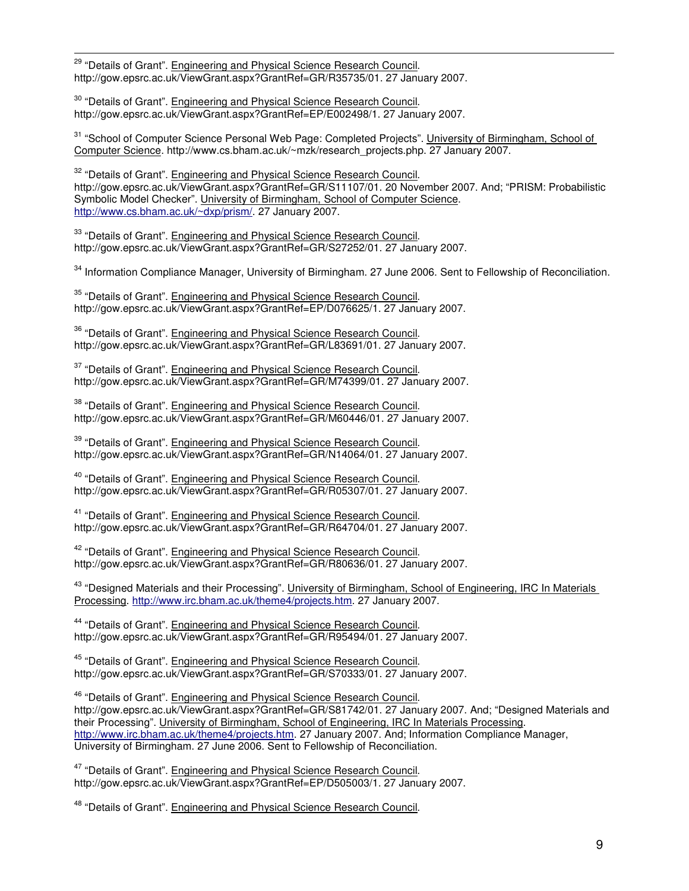[29] "Details of Grant". Engineering and Physical Science Research Council. http://gow.epsrc.ac.uk/ViewGrant.aspx?GrantRef=GR/R35735/01. 27 January 2007.

[30] "Details of Grant". Engineering and Physical Science Research Council. http://gow.epsrc.ac.uk/ViewGrant.aspx?GrantRef=EP/E002498/1. 27 January 2007.

[31] "School of Computer Science Personal Web Page: Completed Projects". University of Birmingham, School of Computer Science. http://www.cs.bham.ac.uk/~mzk/research_projects.php. 27 January 2007.

[32] "Details of Grant". Engineering and Physical Science Research Council. http://gow.epsrc.ac.uk/ViewGrant.aspx?GrantRef=GR/S11107/01. 20 November 2007. And; "PRISM: Probabilistic Symbolic Model Checker". University of Birmingham, School of Computer Science. http://www.cs.bham.ac.uk/~dxp/prism/. 27 January 2007.

[33] "Details of Grant". Engineering and Physical Science Research Council. http://gow.epsrc.ac.uk/ViewGrant.aspx?GrantRef=GR/S27252/01. 27 January 2007.

[34] Information Compliance Manager, University of Birmingham. 27 June 2006. Sent to Fellowship of Reconciliation.

[35] "Details of Grant". Engineering and Physical Science Research Council. http://gow.epsrc.ac.uk/ViewGrant.aspx?GrantRef=EP/D076625/1. 27 January 2007.

[36] "Details of Grant". Engineering and Physical Science Research Council. http://gow.epsrc.ac.uk/ViewGrant.aspx?GrantRef=GR/L83691/01. 27 January 2007.

[37] "Details of Grant". Engineering and Physical Science Research Council. http://gow.epsrc.ac.uk/ViewGrant.aspx?GrantRef=GR/M74399/01. 27 January 2007.

[38] "Details of Grant". Engineering and Physical Science Research Council. http://gow.epsrc.ac.uk/ViewGrant.aspx?GrantRef=GR/M60446/01. 27 January 2007.

[39] "Details of Grant". Engineering and Physical Science Research Council. http://gow.epsrc.ac.uk/ViewGrant.aspx?GrantRef=GR/N14064/01. 27 January 2007.

[40] "Details of Grant". Engineering and Physical Science Research Council. http://gow.epsrc.ac.uk/ViewGrant.aspx?GrantRef=GR/R05307/01. 27 January 2007.

[41] "Details of Grant". Engineering and Physical Science Research Council. http://gow.epsrc.ac.uk/ViewGrant.aspx?GrantRef=GR/R64704/01. 27 January 2007.

[42] "Details of Grant". Engineering and Physical Science Research Council. http://gow.epsrc.ac.uk/ViewGrant.aspx?GrantRef=GR/R80636/01. 27 January 2007.

[43] "Designed Materials and their Processing". University of Birmingham, School of Engineering, IRC In Materials Processing. http://www.irc.bham.ac.uk/theme4/projects.htm. 27 January 2007.

[44] "Details of Grant". Engineering and Physical Science Research Council. http://gow.epsrc.ac.uk/ViewGrant.aspx?GrantRef=GR/R95494/01. 27 January 2007.

[45] "Details of Grant". Engineering and Physical Science Research Council. http://gow.epsrc.ac.uk/ViewGrant.aspx?GrantRef=GR/S70333/01. 27 January 2007.

[46] "Details of Grant". Engineering and Physical Science Research Council. http://gow.epsrc.ac.uk/ViewGrant.aspx?GrantRef=GR/S81742/01. 27 January 2007. And; "Designed Materials and their Processing". University of Birmingham, School of Engineering, IRC In Materials Processing. http://www.irc.bham.ac.uk/theme4/projects.htm. 27 January 2007. And; Information Compliance Manager, University of Birmingham. 27 June 2006. Sent to Fellowship of Reconciliation.

[47] "Details of Grant". Engineering and Physical Science Research Council. http://gow.epsrc.ac.uk/ViewGrant.aspx?GrantRef=EP/D505003/1. 27 January 2007.

[48] "Details of Grant". Engineering and Physical Science Research Council.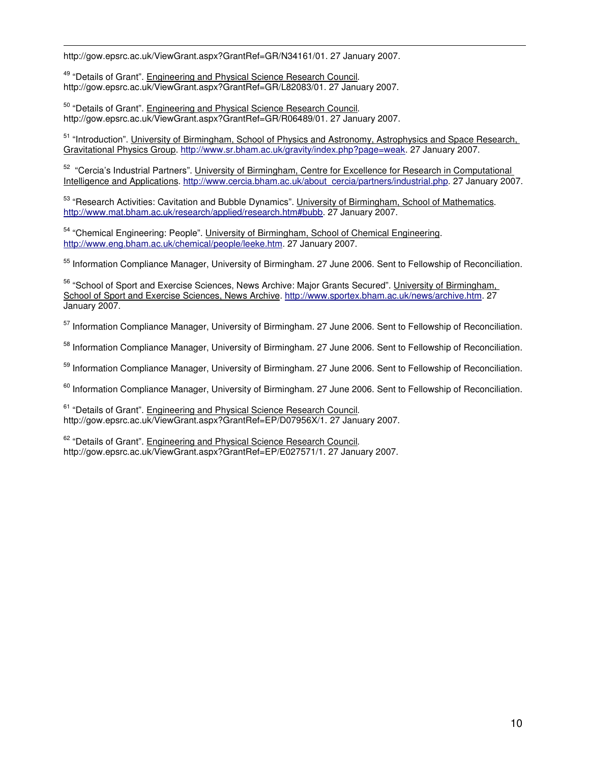http://gow.epsrc.ac.uk/ViewGrant.aspx?GrantRef=GR/N34161/01. 27 January 2007.

[49] "Details of Grant". Engineering and Physical Science Research Council. http://gow.epsrc.ac.uk/ViewGrant.aspx?GrantRef=GR/L82083/01. 27 January 2007.

[50] "Details of Grant". Engineering and Physical Science Research Council. http://gow.epsrc.ac.uk/ViewGrant.aspx?GrantRef=GR/R06489/01. 27 January 2007.

[51] "Introduction". University of Birmingham, School of Physics and Astronomy, Astrophysics and Space Research, Gravitational Physics Group. http://www.sr.bham.ac.uk/gravity/index.php?page=weak. 27 January 2007.

[52] "Cercia's Industrial Partners". University of Birmingham, Centre for Excellence for Research in Computational Intelligence and Applications. http://www.cercia.bham.ac.uk/about_cercia/partners/industrial.php. 27 January 2007.

[53] "Research Activities: Cavitation and Bubble Dynamics". University of Birmingham, School of Mathematics. http://www.mat.bham.ac.uk/research/applied/research.htm#bubb. 27 January 2007.

[54] "Chemical Engineering: People". University of Birmingham, School of Chemical Engineering. http://www.eng.bham.ac.uk/chemical/people/leeke.htm. 27 January 2007.

[55] Information Compliance Manager, University of Birmingham. 27 June 2006. Sent to Fellowship of Reconciliation.

[56] "School of Sport and Exercise Sciences, News Archive: Major Grants Secured". University of Birmingham, School of Sport and Exercise Sciences, News Archive. http://www.sportex.bham.ac.uk/news/archive.htm. 27 January 2007.

[57] Information Compliance Manager, University of Birmingham. 27 June 2006. Sent to Fellowship of Reconciliation.

[58] Information Compliance Manager, University of Birmingham. 27 June 2006. Sent to Fellowship of Reconciliation.

[59] Information Compliance Manager, University of Birmingham. 27 June 2006. Sent to Fellowship of Reconciliation.

[60] Information Compliance Manager, University of Birmingham. 27 June 2006. Sent to Fellowship of Reconciliation.

[61] "Details of Grant". Engineering and Physical Science Research Council. http://gow.epsrc.ac.uk/ViewGrant.aspx?GrantRef=EP/D07956X/1. 27 January 2007.

[62] "Details of Grant". Engineering and Physical Science Research Council. http://gow.epsrc.ac.uk/ViewGrant.aspx?GrantRef=EP/E027571/1. 27 January 2007.